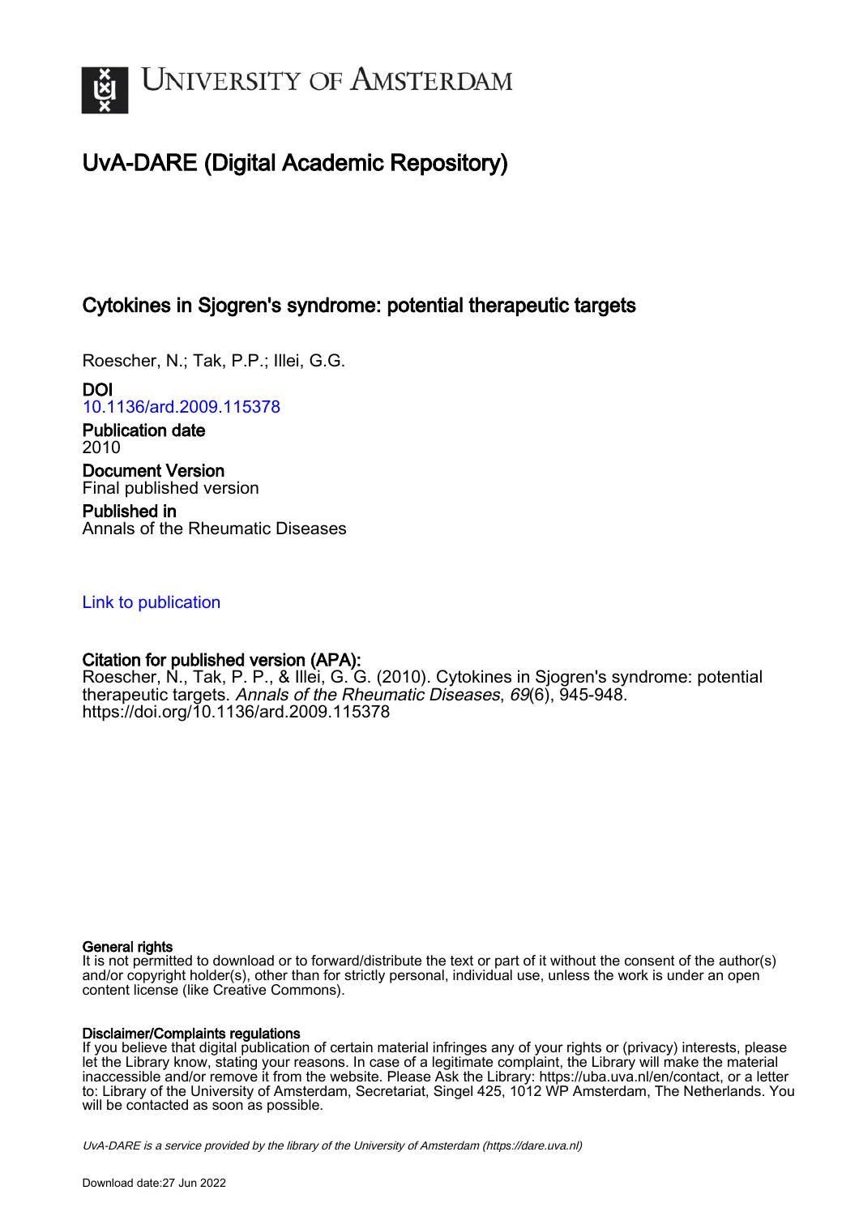# UvA-DARE (Digital Academic Repository)

## Cytokines in Sjogren's syndrome: potential therapeutic targets

Roescher, N.; Tak, P.P.; Illei, G.G.

**DOI**
10.1136/ard.2009.115378

**Publication date**
2010

**Document Version**
Final published version

**Published in**
Annals of the Rheumatic Diseases

Link to publication

**Citation for published version (APA):**
Roescher, N., Tak, P. P., & Illei, G. G. (2010). Cytokines in Sjogren's syndrome: potential therapeutic targets. *Annals of the Rheumatic Diseases*, *69*(6), 945-948. https://doi.org/10.1136/ard.2009.115378

**General rights**
It is not permitted to download or to forward/distribute the text or part of it without the consent of the author(s) and/or copyright holder(s), other than for strictly personal, individual use, unless the work is under an open content license (like Creative Commons).

**Disclaimer/Complaints regulations**
If you believe that digital publication of certain material infringes any of your rights or (privacy) interests, please let the Library know, stating your reasons. In case of a legitimate complaint, the Library will make the material inaccessible and/or remove it from the website. Please Ask the Library: https://uba.uva.nl/en/contact, or a letter to: Library of the University of Amsterdam, Secretariat, Singel 425, 1012 WP Amsterdam, The Netherlands. You will be contacted as soon as possible.

*UvA-DARE is a service provided by the library of the University of Amsterdam (https://dare.uva.nl)*

Download date:27 Jun 2022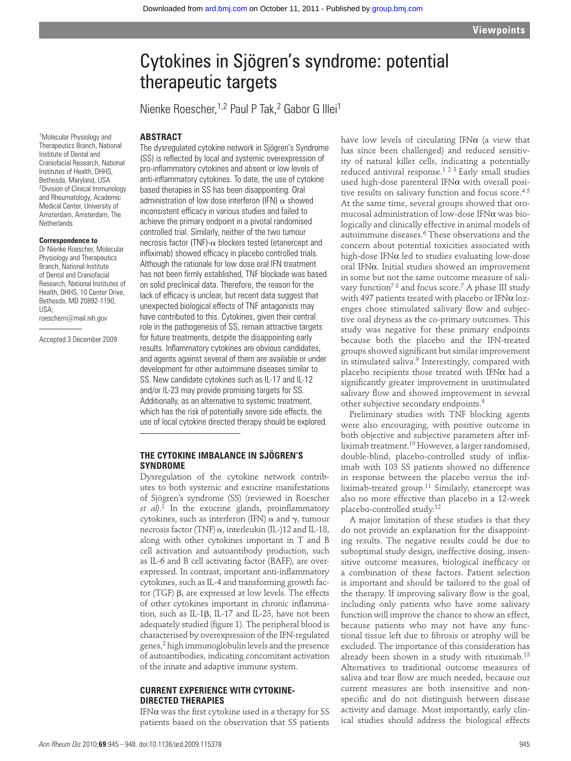# Cytokines in Sjögren's syndrome: potential therapeutic targets

Nienke Roescher,[1,2] Paul P Tak,[2] Gabor G Illei[1]

[1]Molecular Physiology and Therapeutics Branch, National Institute of Dental and Craniofacial Research, National Institutes of Health, DHHS, Bethesda, Maryland, USA
[2]Division of Clinical Immunology and Rheumatology, Academic Medical Center, University of Amsterdam, Amsterdam, The Netherlands

**Correspondence to**
Dr Nienke Roescher, Molecular Physiology and Therapeutics Branch, National Institute of Dental and Craniofacial Research, National Institutes of Health, DHHS, 10 Center Drive, Bethesda, MD 20892-1190, USA; roeschern@mail.nih.gov

Accepted 3 December 2009

## ABSTRACT

The dysregulated cytokine network in Sjögren's Syndrome (SS) is reflected by local and systemic overexpression of pro-inflammatory cytokines and absent or low levels of anti-inflammatory cytokines. To date, the use of cytokine based therapies in SS has been disappointing. Oral administration of low dose interferon (IFN) α showed inconsistent efficacy in various studies and failed to achieve the primary endpoint in a pivotal randomised controlled trial. Similarly, neither of the two tumour necrosis factor (TNF)-α blockers tested (etanercept and infliximab) showed efficacy in placebo controlled trials. Although the rationale for low dose oral IFN treatment has not been firmly established, TNF blockade was based on solid preclinical data. Therefore, the reason for the lack of efficacy is unclear, but recent data suggest that unexpected biological effects of TNF antagonists may have contributed to this. Cytokines, given their central role in the pathogenesis of SS, remain attractive targets for future treatments, despite the disappointing early results. Inflammatory cytokines are obvious candidates, and agents against several of them are available or under development for other autoimmune diseases similar to SS. New candidate cytokines such as IL-17 and IL-12 and/or IL-23 may provide promising targets for SS. Additionally, as an alternative to systemic treatment, which has the risk of potentially severe side effects, the use of local cytokine directed therapy should be explored.

## THE CYTOKINE IMBALANCE IN SJÖGREN'S SYNDROME

Dysregulation of the cytokine network contributes to both systemic and exocrine manifestations of Sjögren's syndrome (SS) (reviewed in Roescher *et al*).[1] In the exocrine glands, proinflammatory cytokines, such as interferon (IFN) α and γ, tumour necrosis factor (TNF) α, interleukin (IL-)12 and IL-18, along with other cytokines important in T and B cell activation and autoantibody production, such as IL-6 and B cell activating factor (BAFF), are overexpressed. In contrast, important anti-inflammatory cytokines, such as IL-4 and transforming growth factor (TGF) β, are expressed at low levels. The effects of other cytokines important in chronic inflammation, such as IL-1β, IL-17 and IL-23, have not been adequately studied (figure 1). The peripheral blood is characterised by overexpression of the IFN-regulated genes,[2] high immunoglobulin levels and the presence of autoantibodies, indicating concomitant activation of the innate and adaptive immune system.

## CURRENT EXPERIENCE WITH CYTOKINE-DIRECTED THERAPIES

IFNα was the first cytokine used in a therapy for SS patients based on the observation that SS patients have low levels of circulating IFNα (a view that has since been challenged) and reduced sensitivity of natural killer cells, indicating a potentially reduced antiviral response.[1 2 3] Early small studies used high-dose parenteral IFNα with overall positive results on salivary function and focus score.[4 5] At the same time, several groups showed that oromucosal administration of low-dose IFNα was biologically and clinically effective in animal models of autoimmune diseases.[6] These observations and the concern about potential toxicities associated with high-dose IFNα led to studies evaluating low-dose oral IFNα. Initial studies showed an improvement in some but not the same outcome measure of salivary function[7 8] and focus score.[7] A phase III study with 497 patients treated with placebo or IFNα lozenges chose stimulated salivary flow and subjective oral dryness as the co-primary outcomes. This study was negative for these primary endpoints because both the placebo and the IFN-treated groups showed significant but similar improvement in stimulated saliva.[9] Interestingly, compared with placebo recipients those treated with IFNα had a significantly greater improvement in unstimulated salivary flow and showed improvement in several other subjective secondary endpoints.[9]

Preliminary studies with TNF blocking agents were also encouraging, with positive outcome in both objective and subjective parameters after infliximab treatment.[10] However, a larger randomised, double-blind, placebo-controlled study of infliximab with 103 SS patients showed no difference in response between the placebo versus the infliximab-treated group.[11] Similarly, etanercept was also no more effective than placebo in a 12-week placebo-controlled study.[12]

A major limitation of these studies is that they do not provide an explanation for the disappointing results. The negative results could be due to suboptimal study design, ineffective dosing, insensitive outcome measures, biological inefficacy or a combination of these factors. Patient selection is important and should be tailored to the goal of the therapy. If improving salivary flow is the goal, including only patients who have some salivary function will improve the chance to show an effect, because patients who may not have any functional tissue left due to fibrosis or atrophy will be excluded. The importance of this consideration has already been shown in a study with rituximab.[13] Alternatives to traditional outcome measures of saliva and tear flow are much needed, because our current measures are both insensitive and nonspecific and do not distinguish between disease activity and damage. Most importantly, early clinical studies should address the biological effects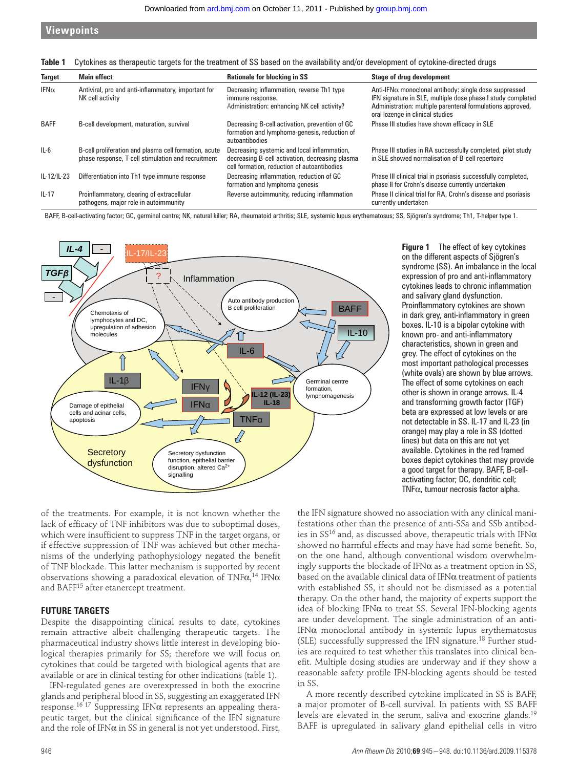**Table 1** Cytokines as therapeutic targets for the treatment of SS based on the availability and/or development of cytokine-directed drugs

| Target | Main effect | Rationale for blocking in SS | Stage of drug development |
|---|---|---|---|
| IFNα | Antiviral, pro and anti-inflammatory, important for NK cell activity | Decreasing inflammation, reverse Th1 type immune response. Administration: enhancing NK cell activity? | Anti-IFNα monoclonal antibody: single dose suppressed IFN signature in SLE, multiple dose phase I study completed. Administration: multiple parenteral formulations approved, oral lozenge in clinical studies |
| BAFF | B-cell development, maturation, survival | Decreasing B-cell activation, prevention of GC formation and lymphoma-genesis, reduction of autoantibodies | Phase III studies have shown efficacy in SLE |
| IL-6 | B-cell proliferation and plasma cell formation, acute phase response, T-cell stimulation and recruitment | Decreasing systemic and local inflammation, decreasing B-cell activation, decreasing plasma cell formation, reduction of autoantibodies | Phase III studies in RA successfully completed, pilot study in SLE showed normalisation of B-cell repertoire |
| IL-12/IL-23 | Differentiation into Th1 type immune response | Decreasing inflammation, reduction of GC formation and lymphoma genesis | Phase III clinical trial in psoriasis successfully completed, phase II for Crohn's disease currently undertaken |
| IL-17 | Proinflammatory, clearing of extracellular pathogens, major role in autoimmunity | Reverse autoimmunity, reducing inflammation | Phase II clinical trial for RA, Crohn's disease and psoriasis currently undertaken |

BAFF, B-cell-activating factor; GC, germinal centre; NK, natural killer; RA, rheumatoid arthritis; SLE, systemic lupus erythematosus; SS, Sjögren's syndrome; Th1, T-helper type 1.

**Figure 1** The effect of key cytokines on the different aspects of Sjögren's syndrome (SS). An imbalance in the local expression of pro and anti-inflammatory cytokines leads to chronic inflammation and salivary gland dysfunction. Proinflammatory cytokines are shown in dark grey, anti-inflammatory in green boxes. IL-10 is a bipolar cytokine with known pro- and anti-inflammatory characteristics, shown in green and grey. The effect of cytokines on the most important pathological processes (white ovals) are shown by blue arrows. The effect of some cytokines on each other is shown in orange arrows. IL-4 and transforming growth factor (TGF) beta are expressed at low levels or are not detectable in SS. IL-17 and IL-23 (in orange) may play a role in SS (dotted lines) but data on this are not yet available. Cytokines in the red framed boxes depict cytokines that may provide a good target for therapy. BAFF, B-cell-activating factor; DC, dendritic cell; TNFα, tumour necrosis factor alpha.

of the treatments. For example, it is not known whether the lack of efficacy of TNF inhibitors was due to suboptimal doses, which were insufficient to suppress TNF in the target organs, or if effective suppression of TNF was achieved but other mechanisms of the underlying pathophysiology negated the benefit of TNF blockade. This latter mechanism is supported by recent observations showing a paradoxical elevation of TNFα,[14] IFNα and BAFF[15] after etanercept treatment.

## FUTURE TARGETS

Despite the disappointing clinical results to date, cytokines remain attractive albeit challenging therapeutic targets. The pharmaceutical industry shows little interest in developing biological therapies primarily for SS; therefore we will focus on cytokines that could be targeted with biological agents that are available or are in clinical testing for other indications (table 1).

IFN-regulated genes are overexpressed in both the exocrine glands and peripheral blood in SS, suggesting an exaggerated IFN response.[16 17] Suppressing IFNα represents an appealing therapeutic target, but the clinical significance of the IFN signature and the role of IFNα in SS in general is not yet understood. First, the IFN signature showed no association with any clinical manifestations other than the presence of anti-SSa and SSb antibodies in SS[16] and, as discussed above, therapeutic trials with IFNα showed no harmful effects and may have had some benefit. So, on the one hand, although conventional wisdom overwhelmingly supports the blockade of IFNα as a treatment option in SS, based on the available clinical data of IFNα treatment of patients with established SS, it should not be dismissed as a potential therapy. On the other hand, the majority of experts support the idea of blocking IFNα to treat SS. Several IFN-blocking agents are under development. The single administration of an anti-IFNα monoclonal antibody in systemic lupus erythematosus (SLE) successfully suppressed the IFN signature.[18] Further studies are required to test whether this translates into clinical benefit. Multiple dosing studies are underway and if they show a reasonable safety profile IFN-blocking agents should be tested in SS.

A more recently described cytokine implicated in SS is BAFF, a major promoter of B-cell survival. In patients with SS BAFF levels are elevated in the serum, saliva and exocrine glands.[19] BAFF is upregulated in salivary gland epithelial cells in vitro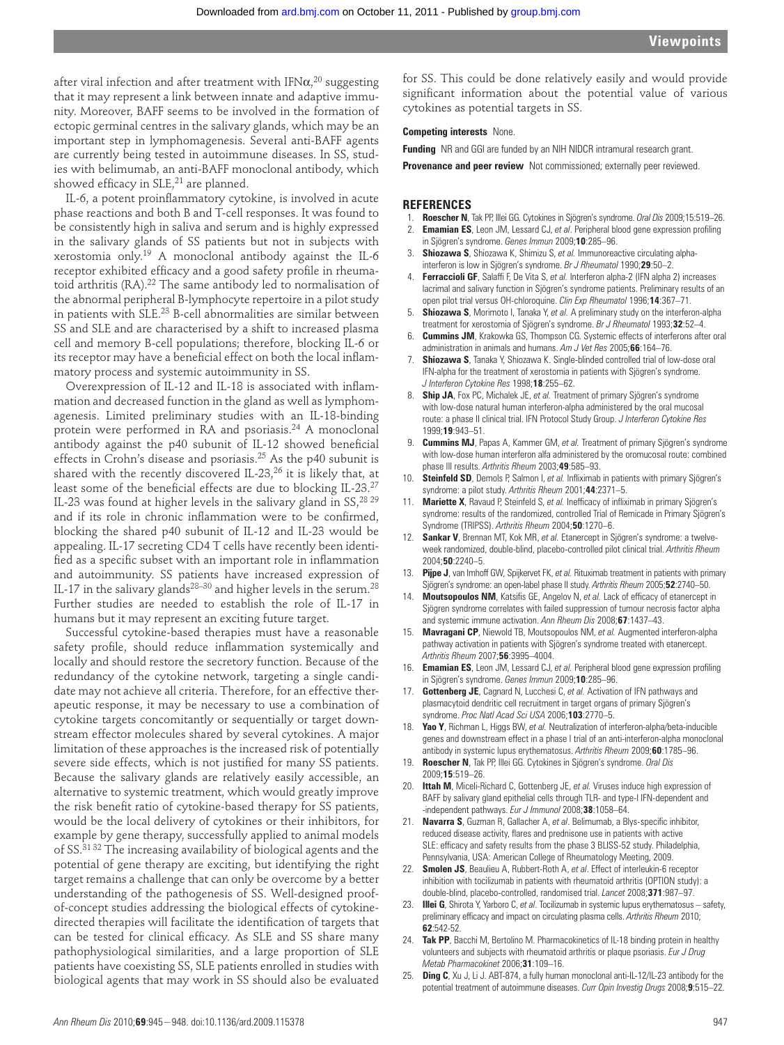after viral infection and after treatment with IFNα,[20] suggesting that it may represent a link between innate and adaptive immunity. Moreover, BAFF seems to be involved in the formation of ectopic germinal centres in the salivary glands, which may be an important step in lymphomagenesis. Several anti-BAFF agents are currently being tested in autoimmune diseases. In SS, studies with belimumab, an anti-BAFF monoclonal antibody, which showed efficacy in SLE,[21] are planned.

IL-6, a potent proinflammatory cytokine, is involved in acute phase reactions and both B and T-cell responses. It was found to be consistently high in saliva and serum and is highly expressed in the salivary glands of SS patients but not in subjects with xerostomia only.[19] A monoclonal antibody against the IL-6 receptor exhibited efficacy and a good safety profile in rheumatoid arthritis (RA).[22] The same antibody led to normalisation of the abnormal peripheral B-lymphocyte repertoire in a pilot study in patients with SLE.[23] B-cell abnormalities are similar between SS and SLE and are characterised by a shift to increased plasma cell and memory B-cell populations; therefore, blocking IL-6 or its receptor may have a beneficial effect on both the local inflammatory process and systemic autoimmunity in SS.

Overexpression of IL-12 and IL-18 is associated with inflammation and decreased function in the gland as well as lymphomagenesis. Limited preliminary studies with an IL-18-binding protein were performed in RA and psoriasis.[24] A monoclonal antibody against the p40 subunit of IL-12 showed beneficial effects in Crohn's disease and psoriasis.[25] As the p40 subunit is shared with the recently discovered IL-23,[26] it is likely that, at least some of the beneficial effects are due to blocking IL-23.[27] IL-23 was found at higher levels in the salivary gland in SS,[28 29] and if its role in chronic inflammation were to be confirmed, blocking the shared p40 subunit of IL-12 and IL-23 would be appealing. IL-17 secreting CD4 T cells have recently been identified as a specific subset with an important role in inflammation and autoimmunity. SS patients have increased expression of IL-17 in the salivary glands[28–30] and higher levels in the serum.[28] Further studies are needed to establish the role of IL-17 in humans but it may represent an exciting future target.

Successful cytokine-based therapies must have a reasonable safety profile, should reduce inflammation systemically and locally and should restore the secretory function. Because of the redundancy of the cytokine network, targeting a single candidate may not achieve all criteria. Therefore, for an effective therapeutic response, it may be necessary to use a combination of cytokine targets concomitantly or sequentially or target downstream effector molecules shared by several cytokines. A major limitation of these approaches is the increased risk of potentially severe side effects, which is not justified for many SS patients. Because the salivary glands are relatively easily accessible, an alternative to systemic treatment, which would greatly improve the risk benefit ratio of cytokine-based therapy for SS patients, would be the local delivery of cytokines or their inhibitors, for example by gene therapy, successfully applied to animal models of SS.[31 32] The increasing availability of biological agents and the potential of gene therapy are exciting, but identifying the right target remains a challenge that can only be overcome by a better understanding of the pathogenesis of SS. Well-designed proof-of-concept studies addressing the biological effects of cytokine-directed therapies will facilitate the identification of targets that can be tested for clinical efficacy. As SLE and SS share many pathophysiological similarities, and a large proportion of SLE patients have coexisting SS, SLE patients enrolled in studies with biological agents that may work in SS should also be evaluated for SS. This could be done relatively easily and would provide significant information about the potential value of various cytokines as potential targets in SS.

**Competing interests** None.

**Funding** NR and GGI are funded by an NIH NIDCR intramural research grant.

**Provenance and peer review** Not commissioned; externally peer reviewed.

## REFERENCES

1. **Roescher N**, Tak PP, Illei GG. Cytokines in Sjögren's syndrome. *Oral Dis* 2009;15:519–26.
2. **Emamian ES**, Leon JM, Lessard CJ, *et al*. Peripheral blood gene expression profiling in Sjögren's syndrome. *Genes Immun* 2009;**10**:285–96.
3. **Shiozawa S**, Shiozawa K, Shimizu S, *et al.* Immunoreactive circulating alpha-interferon is low in Sjögren's syndrome. *Br J Rheumatol* 1990;**29**:50–2.
4. **Ferraccioli GF**, Salaffi F, De Vita S, *et al.* Interferon alpha-2 (IFN alpha 2) increases lacrimal and salivary function in Sjögren's syndrome patients. Preliminary results of an open pilot trial versus OH-chloroquine. *Clin Exp Rheumatol* 1996;**14**:367–71.
5. **Shiozawa S**, Morimoto I, Tanaka Y, *et al.* A preliminary study on the interferon-alpha treatment for xerostomia of Sjögren's syndrome. *Br J Rheumatol* 1993;**32**:52–4.
6. **Cummins JM**, Krakowka GS, Thompson CG. Systemic effects of interferons after oral administration in animals and humans. *Am J Vet Res* 2005;**66**:164–76.
7. **Shiozawa S**, Tanaka Y, Shiozawa K. Single-blinded controlled trial of low-dose oral IFN-alpha for the treatment of xerostomia in patients with Sjögren's syndrome. *J Interferon Cytokine Res* 1998;**18**:255–62.
8. **Ship JA**, Fox PC, Michalek JE, *et al.* Treatment of primary Sjögren's syndrome with low-dose natural human interferon-alpha administered by the oral mucosal route: a phase II clinical trial. IFN Protocol Study Group. *J Interferon Cytokine Res* 1999;**19**:943–51.
9. **Cummins MJ**, Papas A, Kammer GM, *et al.* Treatment of primary Sjögren's syndrome with low-dose human interferon alfa administered by the oromucosal route: combined phase III results. *Arthritis Rheum* 2003;**49**:585–93.
10. **Steinfeld SD**, Demols P, Salmon I, *et al.* Infliximab in patients with primary Sjögren's syndrome: a pilot study. *Arthritis Rheum* 2001;**44**:2371–5.
11. **Mariette X**, Ravaud P, Steinfeld S, *et al.* Inefficacy of infliximab in primary Sjögren's syndrome: results of the randomized, controlled Trial of Remicade in Primary Sjögren's Syndrome (TRIPSS). *Arthritis Rheum* 2004;**50**:1270–6.
12. **Sankar V**, Brennan MT, Kok MR, *et al.* Etanercept in Sjögren's syndrome: a twelve-week randomized, double-blind, placebo-controlled pilot clinical trial. *Arthritis Rheum* 2004;**50**:2240–5.
13. **Pijpe J**, van Imhoff GW, Spijkervet FK, *et al.* Rituximab treatment in patients with primary Sjögren's syndrome: an open-label phase II study. *Arthritis Rheum* 2005;**52**:2740–50.
14. **Moutsopoulos NM**, Katsifis GE, Angelov N, *et al.* Lack of efficacy of etanercept in Sjögren syndrome correlates with failed suppression of tumour necrosis factor alpha and systemic immune activation. *Ann Rheum Dis* 2008;**67**:1437–43.
15. **Mavragani CP**, Niewold TB, Moutsopoulos NM, *et al.* Augmented interferon-alpha pathway activation in patients with Sjögren's syndrome treated with etanercept. *Arthritis Rheum* 2007;**56**:3995–4004.
16. **Emamian ES**, Leon JM, Lessard CJ, *et al.* Peripheral blood gene expression profiling in Sjögren's syndrome. *Genes Immun* 2009;**10**:285–96.
17. **Gottenberg JE**, Cagnard N, Lucchesi C, *et al.* Activation of IFN pathways and plasmacytoid dendritic cell recruitment in target organs of primary Sjögren's syndrome. *Proc Natl Acad Sci USA* 2006;**103**:2770–5.
18. **Yao Y**, Richman L, Higgs BW, *et al.* Neutralization of interferon-alpha/beta-inducible genes and downstream effect in a phase I trial of an anti-interferon-alpha monoclonal antibody in systemic lupus erythematosus. *Arthritis Rheum* 2009;**60**:1785–96.
19. **Roescher N**, Tak PP, Illei GG. Cytokines in Sjögren's syndrome. *Oral Dis* 2009;**15**:519–26.
20. **Ittah M**, Miceli-Richard C, Gottenberg JE, *et al.* Viruses induce high expression of BAFF by salivary gland epithelial cells through TLR- and type-I IFN-dependent and -independent pathways. *Eur J Immunol* 2008;**38**:1058–64.
21. **Navarra S**, Guzman R, Gallacher A, *et al*. Belimumab, a Blys-specific inhibitor, reduced disease activity, flares and prednisone use in patients with active SLE: efficacy and safety results from the phase 3 BLISS-52 study. Philadelphia, Pennsylvania, USA: American College of Rheumatology Meeting, 2009.
22. **Smolen JS**, Beaulieu A, Rubbert-Roth A, *et al*. Effect of interleukin-6 receptor inhibition with tocilizumab in patients with rheumatoid arthritis (OPTION study): a double-blind, placebo-controlled, randomised trial. *Lancet* 2008;**371**:987–97.
23. **Illei G**, Shirota Y, Yarboro C, *et al*. Tocilizumab in systemic lupus erythematosus – safety, preliminary efficacy and impact on circulating plasma cells. *Arthritis Rheum* 2010; **62**:542-52.
24. **Tak PP**, Bacchi M, Bertolino M. Pharmacokinetics of IL-18 binding protein in healthy volunteers and subjects with rheumatoid arthritis or plaque psoriasis. *Eur J Drug Metab Pharmacokinet* 2006;**31**:109–16.
25. **Ding C**, Xu J, Li J. ABT-874, a fully human monoclonal anti-IL-12/IL-23 antibody for the potential treatment of autoimmune diseases. *Curr Opin Investig Drugs* 2008;**9**:515–22.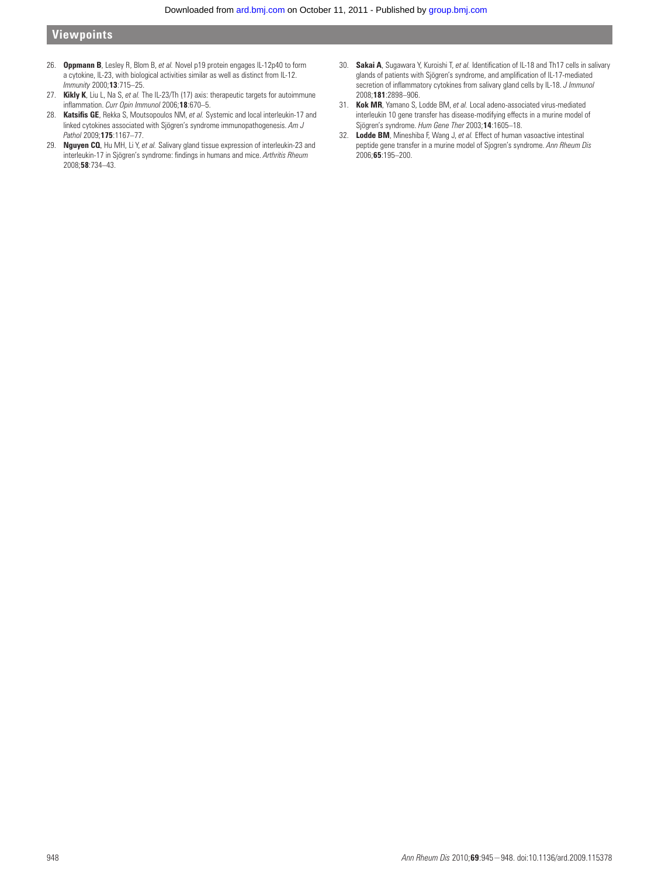26. **Oppmann B**, Lesley R, Blom B, *et al.* Novel p19 protein engages IL-12p40 to form a cytokine, IL-23, with biological activities similar as well as distinct from IL-12. *Immunity* 2000;**13**:715–25.
27. **Kikly K**, Liu L, Na S, *et al.* The IL-23/Th (17) axis: therapeutic targets for autoimmune inflammation. *Curr Opin Immunol* 2006;**18**:670–5.
28. **Katsifis GE**, Rekka S, Moutsopoulos NM, *et al.* Systemic and local interleukin-17 and linked cytokines associated with Sjögren's syndrome immunopathogenesis. *Am J Pathol* 2009;**175**:1167–77.
29. **Nguyen CQ**, Hu MH, Li Y, *et al.* Salivary gland tissue expression of interleukin-23 and interleukin-17 in Sjögren's syndrome: findings in humans and mice. *Arthritis Rheum* 2008;**58**:734–43.
30. **Sakai A**, Sugawara Y, Kuroishi T, *et al.* Identification of IL-18 and Th17 cells in salivary glands of patients with Sjögren's syndrome, and amplification of IL-17-mediated secretion of inflammatory cytokines from salivary gland cells by IL-18. *J Immunol* 2008;**181**:2898–906.
31. **Kok MR**, Yamano S, Lodde BM, *et al.* Local adeno-associated virus-mediated interleukin 10 gene transfer has disease-modifying effects in a murine model of Sjögren's syndrome. *Hum Gene Ther* 2003;**14**:1605–18.
32. **Lodde BM**, Mineshiba F, Wang J, *et al.* Effect of human vasoactive intestinal peptide gene transfer in a murine model of Sjogren's syndrome. *Ann Rheum Dis* 2006;**65**:195–200.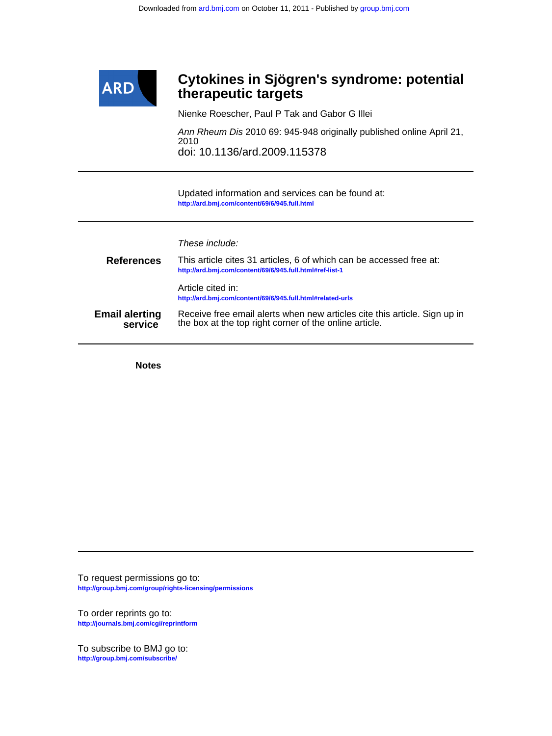Downloaded from ard.bmj.com on October 11, 2011 - Published by group.bmj.com

ARD

# Cytokines in Sjögren's syndrome: potential therapeutic targets

Nienke Roescher, Paul P Tak and Gabor G Illei

*Ann Rheum Dis* 2010 69: 945-948 originally published online April 21, 2010

doi: 10.1136/ard.2009.115378

---

Updated information and services can be found at:
**http://ard.bmj.com/content/69/6/945.full.html**

---

*These include:*

**References**

This article cites 31 articles, 6 of which can be accessed free at:
**http://ard.bmj.com/content/69/6/945.full.html#ref-list-1**

Article cited in:
**http://ard.bmj.com/content/69/6/945.full.html#related-urls**

**Email alerting service**

Receive free email alerts when new articles cite this article. Sign up in the box at the top right corner of the online article.

---

**Notes**

---

To request permissions go to:
**http://group.bmj.com/group/rights-licensing/permissions**

To order reprints go to:
**http://journals.bmj.com/cgi/reprintform**

To subscribe to BMJ go to:
**http://group.bmj.com/subscribe/**